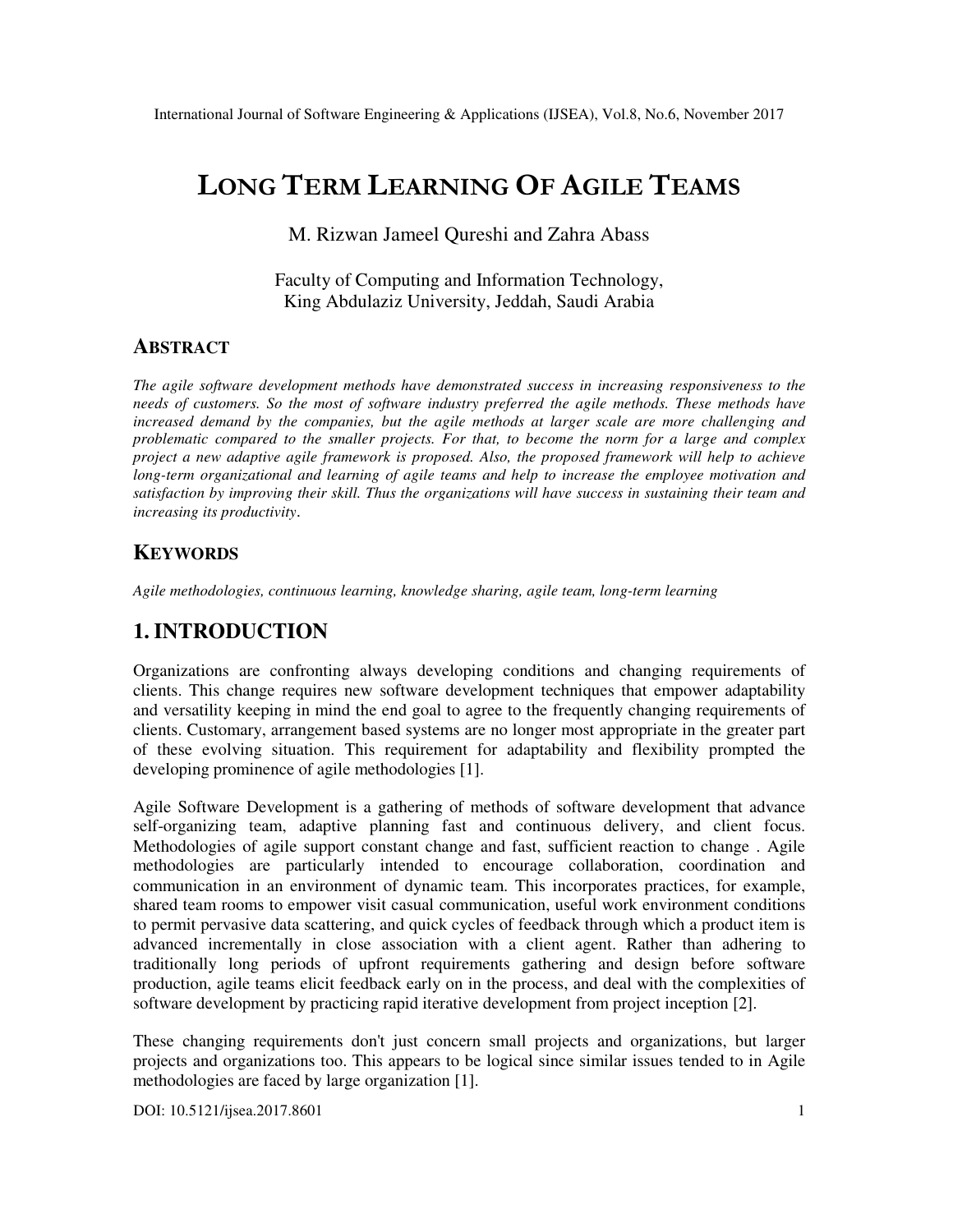# LONG TERM LEARNING OF AGILE TEAMS

M. Rizwan Jameel Qureshi and Zahra Abass

Faculty of Computing and Information Technology,
King Abdulaziz University, Jeddah, Saudi Arabia

## ABSTRACT

*The agile software development methods have demonstrated success in increasing responsiveness to the needs of customers. So the most of software industry preferred the agile methods. These methods have increased demand by the companies, but the agile methods at larger scale are more challenging and problematic compared to the smaller projects. For that, to become the norm for a large and complex project a new adaptive agile framework is proposed. Also, the proposed framework will help to achieve long-term organizational and learning of agile teams and help to increase the employee motivation and satisfaction by improving their skill. Thus the organizations will have success in sustaining their team and increasing its productivity.*

## KEYWORDS

*Agile methodologies, continuous learning, knowledge sharing, agile team, long-term learning*

## 1. INTRODUCTION

Organizations are confronting always developing conditions and changing requirements of clients. This change requires new software development techniques that empower adaptability and versatility keeping in mind the end goal to agree to the frequently changing requirements of clients. Customary, arrangement based systems are no longer most appropriate in the greater part of these evolving situation. This requirement for adaptability and flexibility prompted the developing prominence of agile methodologies [1].

Agile Software Development is a gathering of methods of software development that advance self-organizing team, adaptive planning fast and continuous delivery, and client focus. Methodologies of agile support constant change and fast, sufficient reaction to change . Agile methodologies are particularly intended to encourage collaboration, coordination and communication in an environment of dynamic team. This incorporates practices, for example, shared team rooms to empower visit casual communication, useful work environment conditions to permit pervasive data scattering, and quick cycles of feedback through which a product item is advanced incrementally in close association with a client agent. Rather than adhering to traditionally long periods of upfront requirements gathering and design before software production, agile teams elicit feedback early on in the process, and deal with the complexities of software development by practicing rapid iterative development from project inception [2].

These changing requirements don't just concern small projects and organizations, but larger projects and organizations too. This appears to be logical since similar issues tended to in Agile methodologies are faced by large organization [1].

DOI: 10.5121/ijsea.2017.8601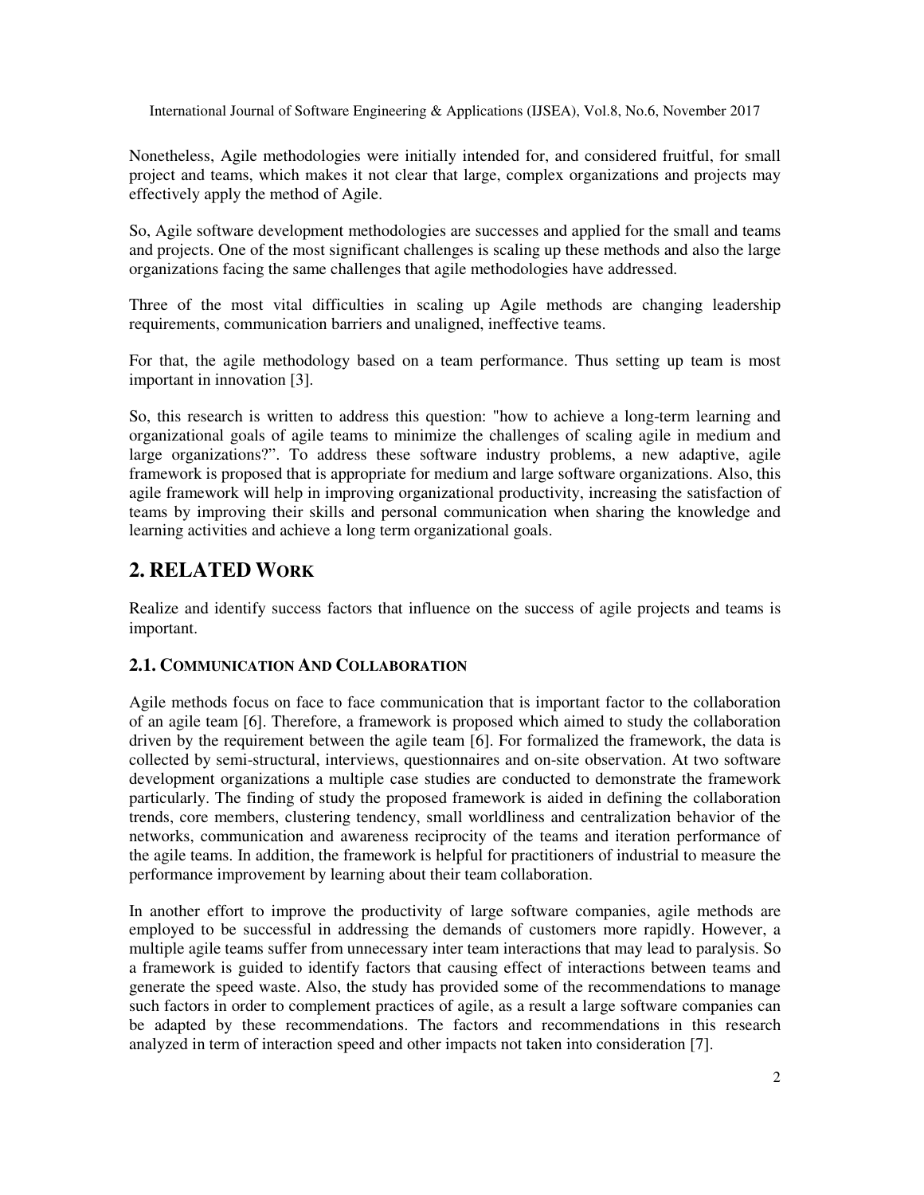Nonetheless, Agile methodologies were initially intended for, and considered fruitful, for small project and teams, which makes it not clear that large, complex organizations and projects may effectively apply the method of Agile.

So, Agile software development methodologies are successes and applied for the small and teams and projects. One of the most significant challenges is scaling up these methods and also the large organizations facing the same challenges that agile methodologies have addressed.

Three of the most vital difficulties in scaling up Agile methods are changing leadership requirements, communication barriers and unaligned, ineffective teams.

For that, the agile methodology based on a team performance. Thus setting up team is most important in innovation [3].

So, this research is written to address this question: "how to achieve a long-term learning and organizational goals of agile teams to minimize the challenges of scaling agile in medium and large organizations?". To address these software industry problems, a new adaptive, agile framework is proposed that is appropriate for medium and large software organizations. Also, this agile framework will help in improving organizational productivity, increasing the satisfaction of teams by improving their skills and personal communication when sharing the knowledge and learning activities and achieve a long term organizational goals.

## 2. RELATED WORK

Realize and identify success factors that influence on the success of agile projects and teams is important.

### 2.1. COMMUNICATION AND COLLABORATION

Agile methods focus on face to face communication that is important factor to the collaboration of an agile team [6]. Therefore, a framework is proposed which aimed to study the collaboration driven by the requirement between the agile team [6]. For formalized the framework, the data is collected by semi-structural, interviews, questionnaires and on-site observation. At two software development organizations a multiple case studies are conducted to demonstrate the framework particularly. The finding of study the proposed framework is aided in defining the collaboration trends, core members, clustering tendency, small worldliness and centralization behavior of the networks, communication and awareness reciprocity of the teams and iteration performance of the agile teams. In addition, the framework is helpful for practitioners of industrial to measure the performance improvement by learning about their team collaboration.

In another effort to improve the productivity of large software companies, agile methods are employed to be successful in addressing the demands of customers more rapidly. However, a multiple agile teams suffer from unnecessary inter team interactions that may lead to paralysis. So a framework is guided to identify factors that causing effect of interactions between teams and generate the speed waste. Also, the study has provided some of the recommendations to manage such factors in order to complement practices of agile, as a result a large software companies can be adapted by these recommendations. The factors and recommendations in this research analyzed in term of interaction speed and other impacts not taken into consideration [7].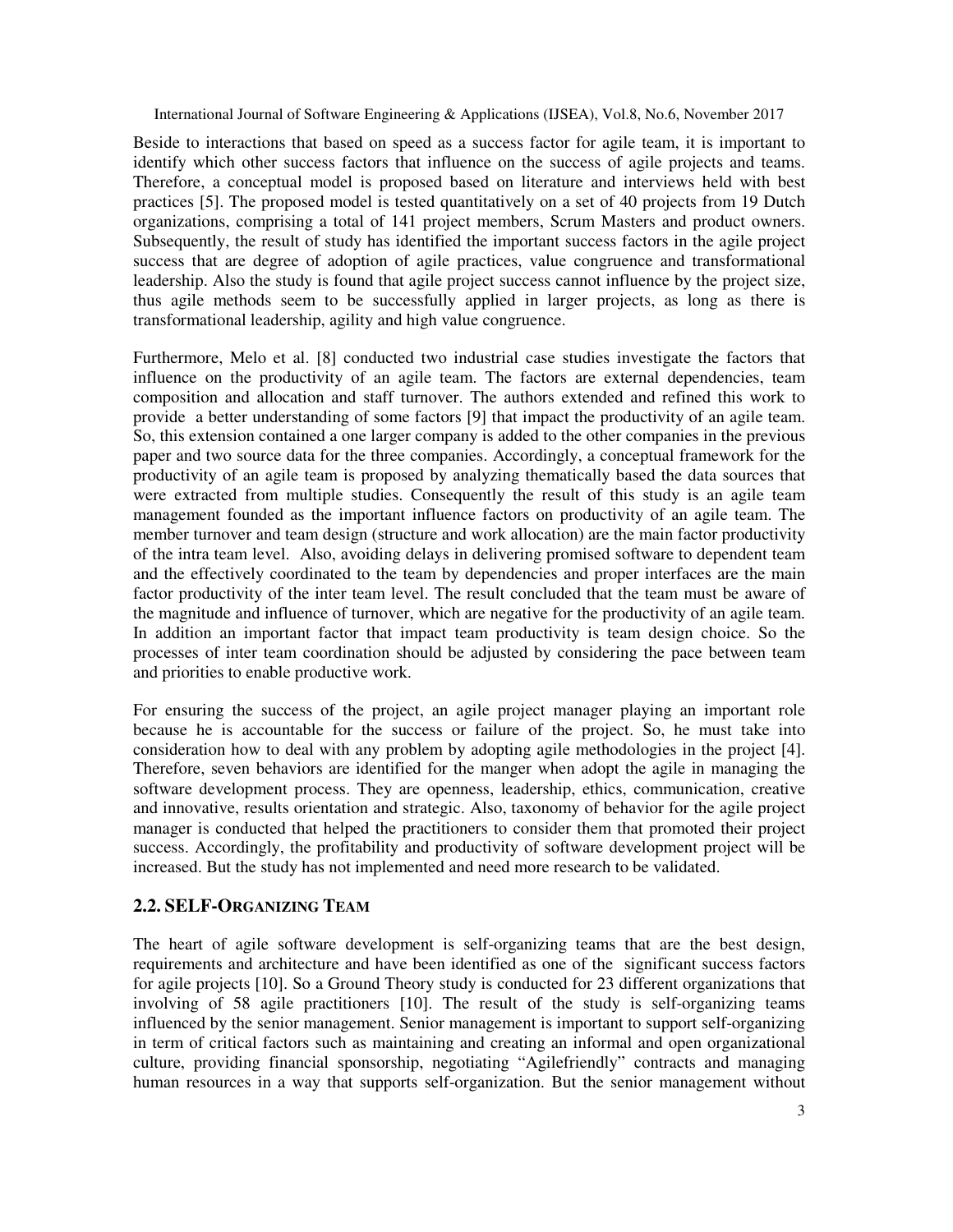Beside to interactions that based on speed as a success factor for agile team, it is important to identify which other success factors that influence on the success of agile projects and teams. Therefore, a conceptual model is proposed based on literature and interviews held with best practices [5]. The proposed model is tested quantitatively on a set of 40 projects from 19 Dutch organizations, comprising a total of 141 project members, Scrum Masters and product owners. Subsequently, the result of study has identified the important success factors in the agile project success that are degree of adoption of agile practices, value congruence and transformational leadership. Also the study is found that agile project success cannot influence by the project size, thus agile methods seem to be successfully applied in larger projects, as long as there is transformational leadership, agility and high value congruence.

Furthermore, Melo et al. [8] conducted two industrial case studies investigate the factors that influence on the productivity of an agile team. The factors are external dependencies, team composition and allocation and staff turnover. The authors extended and refined this work to provide a better understanding of some factors [9] that impact the productivity of an agile team. So, this extension contained a one larger company is added to the other companies in the previous paper and two source data for the three companies. Accordingly, a conceptual framework for the productivity of an agile team is proposed by analyzing thematically based the data sources that were extracted from multiple studies. Consequently the result of this study is an agile team management founded as the important influence factors on productivity of an agile team. The member turnover and team design (structure and work allocation) are the main factor productivity of the intra team level. Also, avoiding delays in delivering promised software to dependent team and the effectively coordinated to the team by dependencies and proper interfaces are the main factor productivity of the inter team level. The result concluded that the team must be aware of the magnitude and influence of turnover, which are negative for the productivity of an agile team. In addition an important factor that impact team productivity is team design choice. So the processes of inter team coordination should be adjusted by considering the pace between team and priorities to enable productive work.

For ensuring the success of the project, an agile project manager playing an important role because he is accountable for the success or failure of the project. So, he must take into consideration how to deal with any problem by adopting agile methodologies in the project [4]. Therefore, seven behaviors are identified for the manger when adopt the agile in managing the software development process. They are openness, leadership, ethics, communication, creative and innovative, results orientation and strategic. Also, taxonomy of behavior for the agile project manager is conducted that helped the practitioners to consider them that promoted their project success. Accordingly, the profitability and productivity of software development project will be increased. But the study has not implemented and need more research to be validated.

## 2.2. SELF-ORGANIZING TEAM

The heart of agile software development is self-organizing teams that are the best design, requirements and architecture and have been identified as one of the significant success factors for agile projects [10]. So a Ground Theory study is conducted for 23 different organizations that involving of 58 agile practitioners [10]. The result of the study is self-organizing teams influenced by the senior management. Senior management is important to support self-organizing in term of critical factors such as maintaining and creating an informal and open organizational culture, providing financial sponsorship, negotiating "Agilefriendly" contracts and managing human resources in a way that supports self-organization. But the senior management without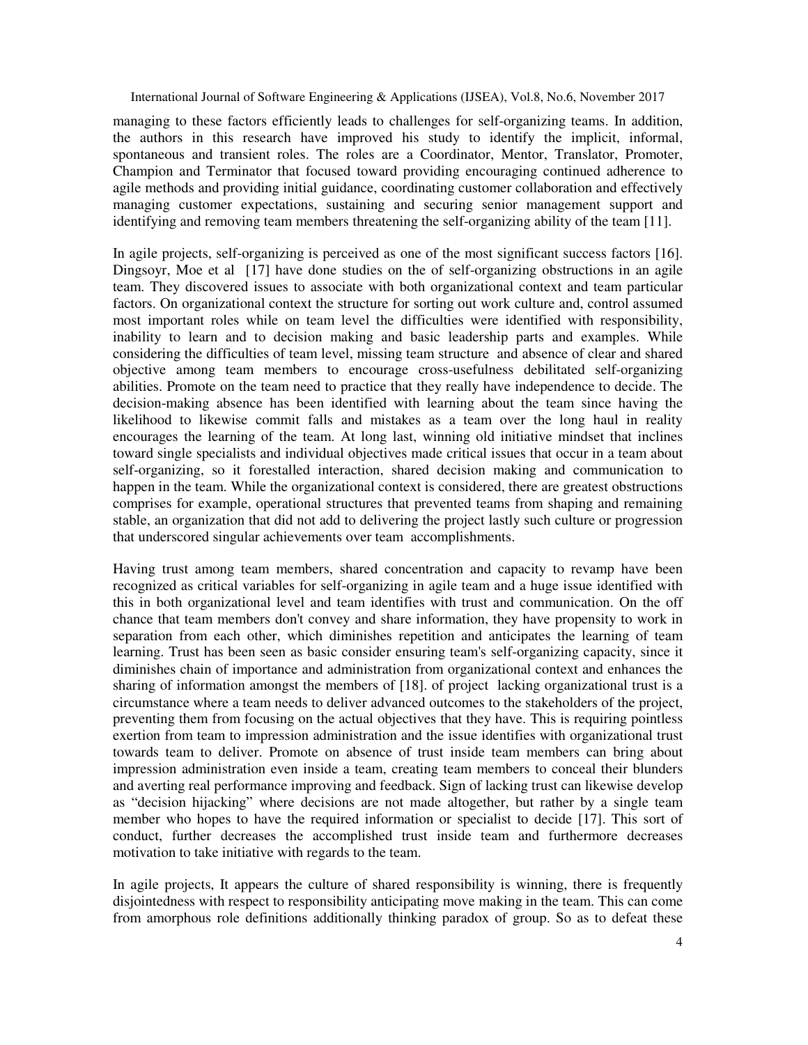managing to these factors efficiently leads to challenges for self-organizing teams. In addition, the authors in this research have improved his study to identify the implicit, informal, spontaneous and transient roles. The roles are a Coordinator, Mentor, Translator, Promoter, Champion and Terminator that focused toward providing encouraging continued adherence to agile methods and providing initial guidance, coordinating customer collaboration and effectively managing customer expectations, sustaining and securing senior management support and identifying and removing team members threatening the self-organizing ability of the team [11].

In agile projects, self-organizing is perceived as one of the most significant success factors [16]. Dingsoyr, Moe et al [17] have done studies on the of self-organizing obstructions in an agile team. They discovered issues to associate with both organizational context and team particular factors. On organizational context the structure for sorting out work culture and, control assumed most important roles while on team level the difficulties were identified with responsibility, inability to learn and to decision making and basic leadership parts and examples. While considering the difficulties of team level, missing team structure and absence of clear and shared objective among team members to encourage cross-usefulness debilitated self-organizing abilities. Promote on the team need to practice that they really have independence to decide. The decision-making absence has been identified with learning about the team since having the likelihood to likewise commit falls and mistakes as a team over the long haul in reality encourages the learning of the team. At long last, winning old initiative mindset that inclines toward single specialists and individual objectives made critical issues that occur in a team about self-organizing, so it forestalled interaction, shared decision making and communication to happen in the team. While the organizational context is considered, there are greatest obstructions comprises for example, operational structures that prevented teams from shaping and remaining stable, an organization that did not add to delivering the project lastly such culture or progression that underscored singular achievements over team accomplishments.

Having trust among team members, shared concentration and capacity to revamp have been recognized as critical variables for self-organizing in agile team and a huge issue identified with this in both organizational level and team identifies with trust and communication. On the off chance that team members don't convey and share information, they have propensity to work in separation from each other, which diminishes repetition and anticipates the learning of team learning. Trust has been seen as basic consider ensuring team's self-organizing capacity, since it diminishes chain of importance and administration from organizational context and enhances the sharing of information amongst the members of [18]. of project lacking organizational trust is a circumstance where a team needs to deliver advanced outcomes to the stakeholders of the project, preventing them from focusing on the actual objectives that they have. This is requiring pointless exertion from team to impression administration and the issue identifies with organizational trust towards team to deliver. Promote on absence of trust inside team members can bring about impression administration even inside a team, creating team members to conceal their blunders and averting real performance improving and feedback. Sign of lacking trust can likewise develop as "decision hijacking" where decisions are not made altogether, but rather by a single team member who hopes to have the required information or specialist to decide [17]. This sort of conduct, further decreases the accomplished trust inside team and furthermore decreases motivation to take initiative with regards to the team.

In agile projects, It appears the culture of shared responsibility is winning, there is frequently disjointedness with respect to responsibility anticipating move making in the team. This can come from amorphous role definitions additionally thinking paradox of group. So as to defeat these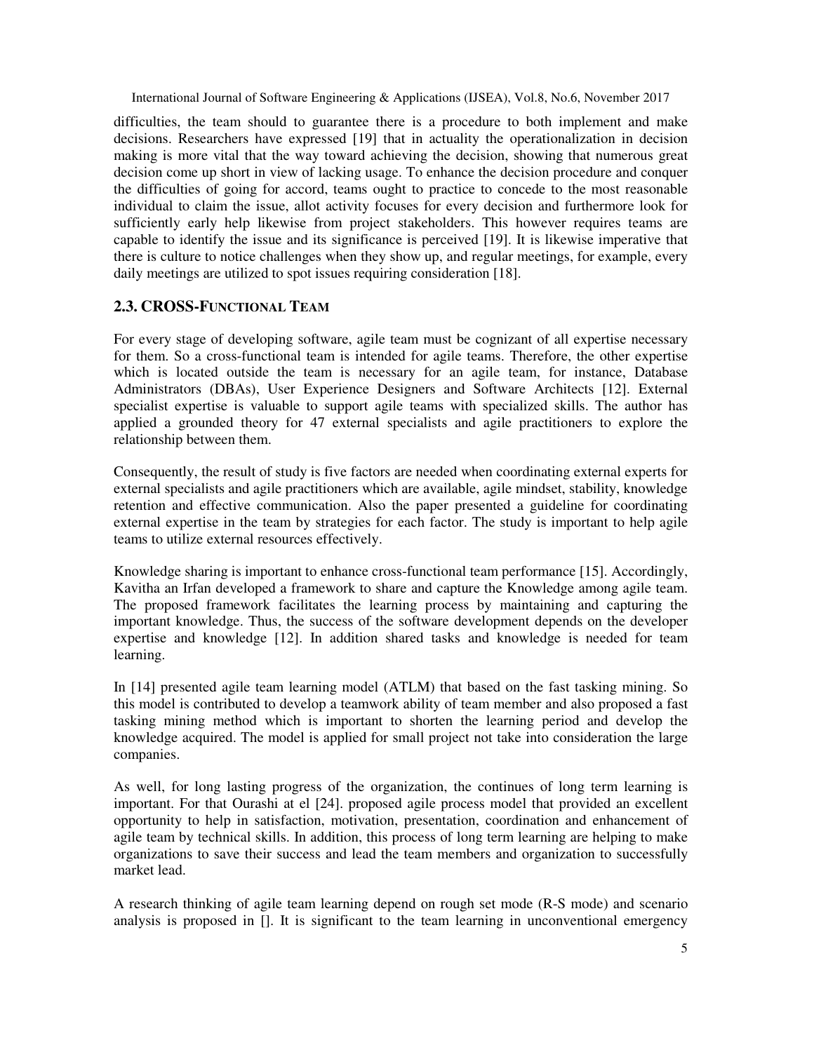difficulties, the team should to guarantee there is a procedure to both implement and make decisions. Researchers have expressed [19] that in actuality the operationalization in decision making is more vital that the way toward achieving the decision, showing that numerous great decision come up short in view of lacking usage. To enhance the decision procedure and conquer the difficulties of going for accord, teams ought to practice to concede to the most reasonable individual to claim the issue, allot activity focuses for every decision and furthermore look for sufficiently early help likewise from project stakeholders. This however requires teams are capable to identify the issue and its significance is perceived [19]. It is likewise imperative that there is culture to notice challenges when they show up, and regular meetings, for example, every daily meetings are utilized to spot issues requiring consideration [18].

## 2.3. CROSS-FUNCTIONAL TEAM

For every stage of developing software, agile team must be cognizant of all expertise necessary for them. So a cross-functional team is intended for agile teams. Therefore, the other expertise which is located outside the team is necessary for an agile team, for instance, Database Administrators (DBAs), User Experience Designers and Software Architects [12]. External specialist expertise is valuable to support agile teams with specialized skills. The author has applied a grounded theory for 47 external specialists and agile practitioners to explore the relationship between them.

Consequently, the result of study is five factors are needed when coordinating external experts for external specialists and agile practitioners which are available, agile mindset, stability, knowledge retention and effective communication. Also the paper presented a guideline for coordinating external expertise in the team by strategies for each factor. The study is important to help agile teams to utilize external resources effectively.

Knowledge sharing is important to enhance cross-functional team performance [15]. Accordingly, Kavitha an Irfan developed a framework to share and capture the Knowledge among agile team. The proposed framework facilitates the learning process by maintaining and capturing the important knowledge. Thus, the success of the software development depends on the developer expertise and knowledge [12]. In addition shared tasks and knowledge is needed for team learning.

In [14] presented agile team learning model (ATLM) that based on the fast tasking mining. So this model is contributed to develop a teamwork ability of team member and also proposed a fast tasking mining method which is important to shorten the learning period and develop the knowledge acquired. The model is applied for small project not take into consideration the large companies.

As well, for long lasting progress of the organization, the continues of long term learning is important. For that Ourashi at el [24]. proposed agile process model that provided an excellent opportunity to help in satisfaction, motivation, presentation, coordination and enhancement of agile team by technical skills. In addition, this process of long term learning are helping to make organizations to save their success and lead the team members and organization to successfully market lead.

A research thinking of agile team learning depend on rough set mode (R-S mode) and scenario analysis is proposed in []. It is significant to the team learning in unconventional emergency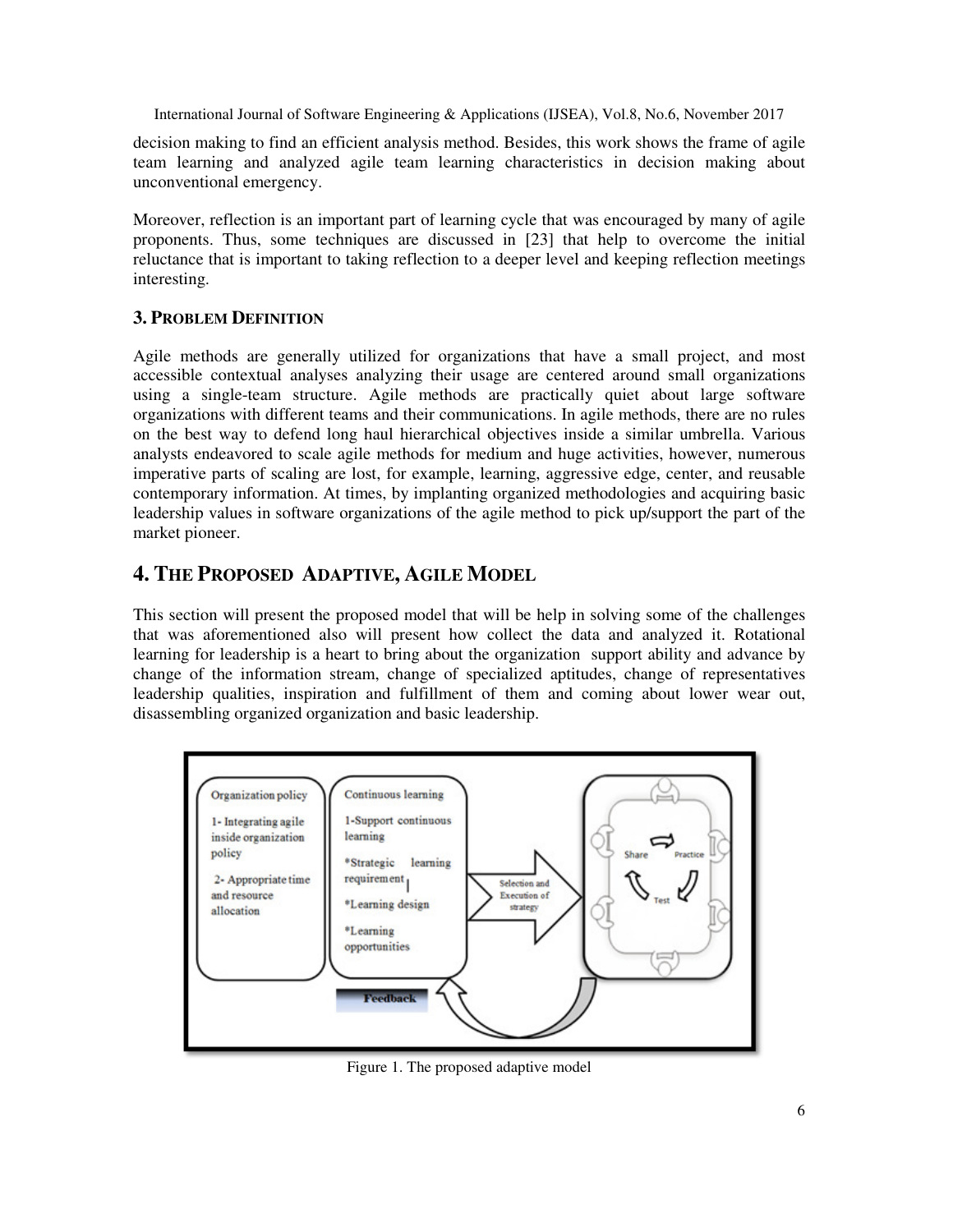decision making to find an efficient analysis method. Besides, this work shows the frame of agile team learning and analyzed agile team learning characteristics in decision making about unconventional emergency.

Moreover, reflection is an important part of learning cycle that was encouraged by many of agile proponents. Thus, some techniques are discussed in [23] that help to overcome the initial reluctance that is important to taking reflection to a deeper level and keeping reflection meetings interesting.

### 3. PROBLEM DEFINITION

Agile methods are generally utilized for organizations that have a small project, and most accessible contextual analyses analyzing their usage are centered around small organizations using a single-team structure. Agile methods are practically quiet about large software organizations with different teams and their communications. In agile methods, there are no rules on the best way to defend long haul hierarchical objectives inside a similar umbrella. Various analysts endeavored to scale agile methods for medium and huge activities, however, numerous imperative parts of scaling are lost, for example, learning, aggressive edge, center, and reusable contemporary information. At times, by implanting organized methodologies and acquiring basic leadership values in software organizations of the agile method to pick up/support the part of the market pioneer.

## 4. THE PROPOSED ADAPTIVE, AGILE MODEL

This section will present the proposed model that will be help in solving some of the challenges that was aforementioned also will present how collect the data and analyzed it. Rotational learning for leadership is a heart to bring about the organization support ability and advance by change of the information stream, change of specialized aptitudes, change of representatives leadership qualities, inspiration and fulfillment of them and coming about lower wear out, disassembling organized organization and basic leadership.

Figure 1. The proposed adaptive model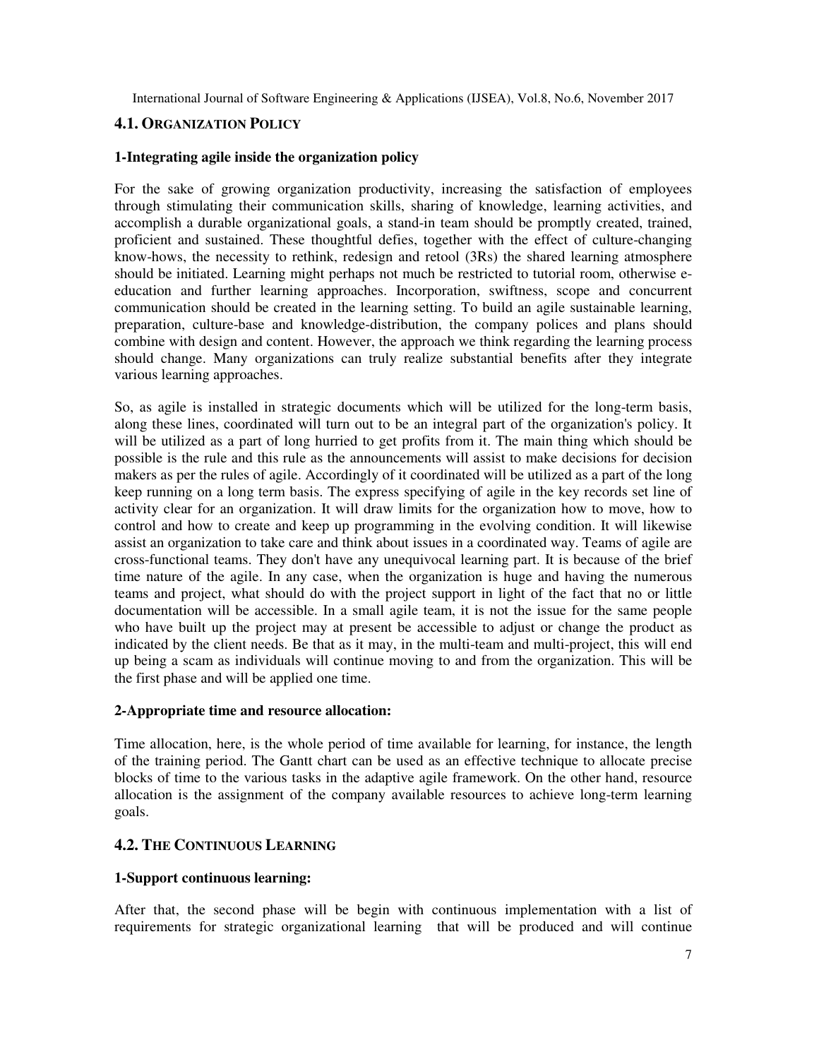### 4.1. ORGANIZATION POLICY

**1-Integrating agile inside the organization policy**

For the sake of growing organization productivity, increasing the satisfaction of employees through stimulating their communication skills, sharing of knowledge, learning activities, and accomplish a durable organizational goals, a stand-in team should be promptly created, trained, proficient and sustained. These thoughtful defies, together with the effect of culture-changing know-hows, the necessity to rethink, redesign and retool (3Rs) the shared learning atmosphere should be initiated. Learning might perhaps not much be restricted to tutorial room, otherwise e-education and further learning approaches. Incorporation, swiftness, scope and concurrent communication should be created in the learning setting. To build an agile sustainable learning, preparation, culture-base and knowledge-distribution, the company polices and plans should combine with design and content. However, the approach we think regarding the learning process should change. Many organizations can truly realize substantial benefits after they integrate various learning approaches.

So, as agile is installed in strategic documents which will be utilized for the long-term basis, along these lines, coordinated will turn out to be an integral part of the organization's policy. It will be utilized as a part of long hurried to get profits from it. The main thing which should be possible is the rule and this rule as the announcements will assist to make decisions for decision makers as per the rules of agile. Accordingly of it coordinated will be utilized as a part of the long keep running on a long term basis. The express specifying of agile in the key records set line of activity clear for an organization. It will draw limits for the organization how to move, how to control and how to create and keep up programming in the evolving condition. It will likewise assist an organization to take care and think about issues in a coordinated way. Teams of agile are cross-functional teams. They don't have any unequivocal learning part. It is because of the brief time nature of the agile. In any case, when the organization is huge and having the numerous teams and project, what should do with the project support in light of the fact that no or little documentation will be accessible. In a small agile team, it is not the issue for the same people who have built up the project may at present be accessible to adjust or change the product as indicated by the client needs. Be that as it may, in the multi-team and multi-project, this will end up being a scam as individuals will continue moving to and from the organization. This will be the first phase and will be applied one time.

**2-Appropriate time and resource allocation:**

Time allocation, here, is the whole period of time available for learning, for instance, the length of the training period. The Gantt chart can be used as an effective technique to allocate precise blocks of time to the various tasks in the adaptive agile framework. On the other hand, resource allocation is the assignment of the company available resources to achieve long-term learning goals.

### 4.2. THE CONTINUOUS LEARNING

**1-Support continuous learning:**

After that, the second phase will be begin with continuous implementation with a list of requirements for strategic organizational learning that will be produced and will continue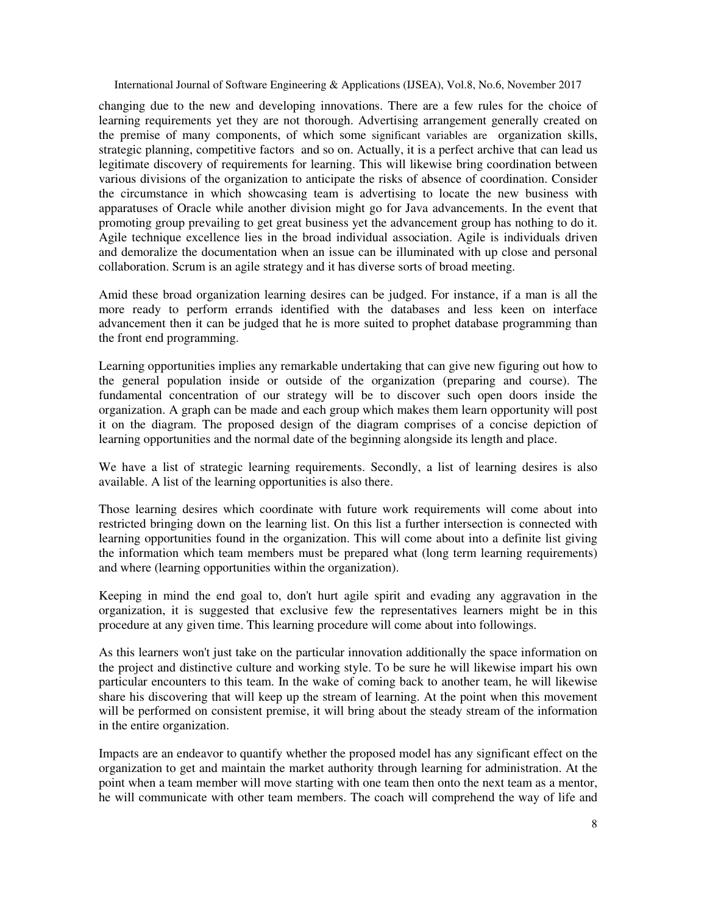changing due to the new and developing innovations. There are a few rules for the choice of learning requirements yet they are not thorough. Advertising arrangement generally created on the premise of many components, of which some significant variables are organization skills, strategic planning, competitive factors and so on. Actually, it is a perfect archive that can lead us legitimate discovery of requirements for learning. This will likewise bring coordination between various divisions of the organization to anticipate the risks of absence of coordination. Consider the circumstance in which showcasing team is advertising to locate the new business with apparatuses of Oracle while another division might go for Java advancements. In the event that promoting group prevailing to get great business yet the advancement group has nothing to do it. Agile technique excellence lies in the broad individual association. Agile is individuals driven and demoralize the documentation when an issue can be illuminated with up close and personal collaboration. Scrum is an agile strategy and it has diverse sorts of broad meeting.

Amid these broad organization learning desires can be judged. For instance, if a man is all the more ready to perform errands identified with the databases and less keen on interface advancement then it can be judged that he is more suited to prophet database programming than the front end programming.

Learning opportunities implies any remarkable undertaking that can give new figuring out how to the general population inside or outside of the organization (preparing and course). The fundamental concentration of our strategy will be to discover such open doors inside the organization. A graph can be made and each group which makes them learn opportunity will post it on the diagram. The proposed design of the diagram comprises of a concise depiction of learning opportunities and the normal date of the beginning alongside its length and place.

We have a list of strategic learning requirements. Secondly, a list of learning desires is also available. A list of the learning opportunities is also there.

Those learning desires which coordinate with future work requirements will come about into restricted bringing down on the learning list. On this list a further intersection is connected with learning opportunities found in the organization. This will come about into a definite list giving the information which team members must be prepared what (long term learning requirements) and where (learning opportunities within the organization).

Keeping in mind the end goal to, don't hurt agile spirit and evading any aggravation in the organization, it is suggested that exclusive few the representatives learners might be in this procedure at any given time. This learning procedure will come about into followings.

As this learners won't just take on the particular innovation additionally the space information on the project and distinctive culture and working style. To be sure he will likewise impart his own particular encounters to this team. In the wake of coming back to another team, he will likewise share his discovering that will keep up the stream of learning. At the point when this movement will be performed on consistent premise, it will bring about the steady stream of the information in the entire organization.

Impacts are an endeavor to quantify whether the proposed model has any significant effect on the organization to get and maintain the market authority through learning for administration. At the point when a team member will move starting with one team then onto the next team as a mentor, he will communicate with other team members. The coach will comprehend the way of life and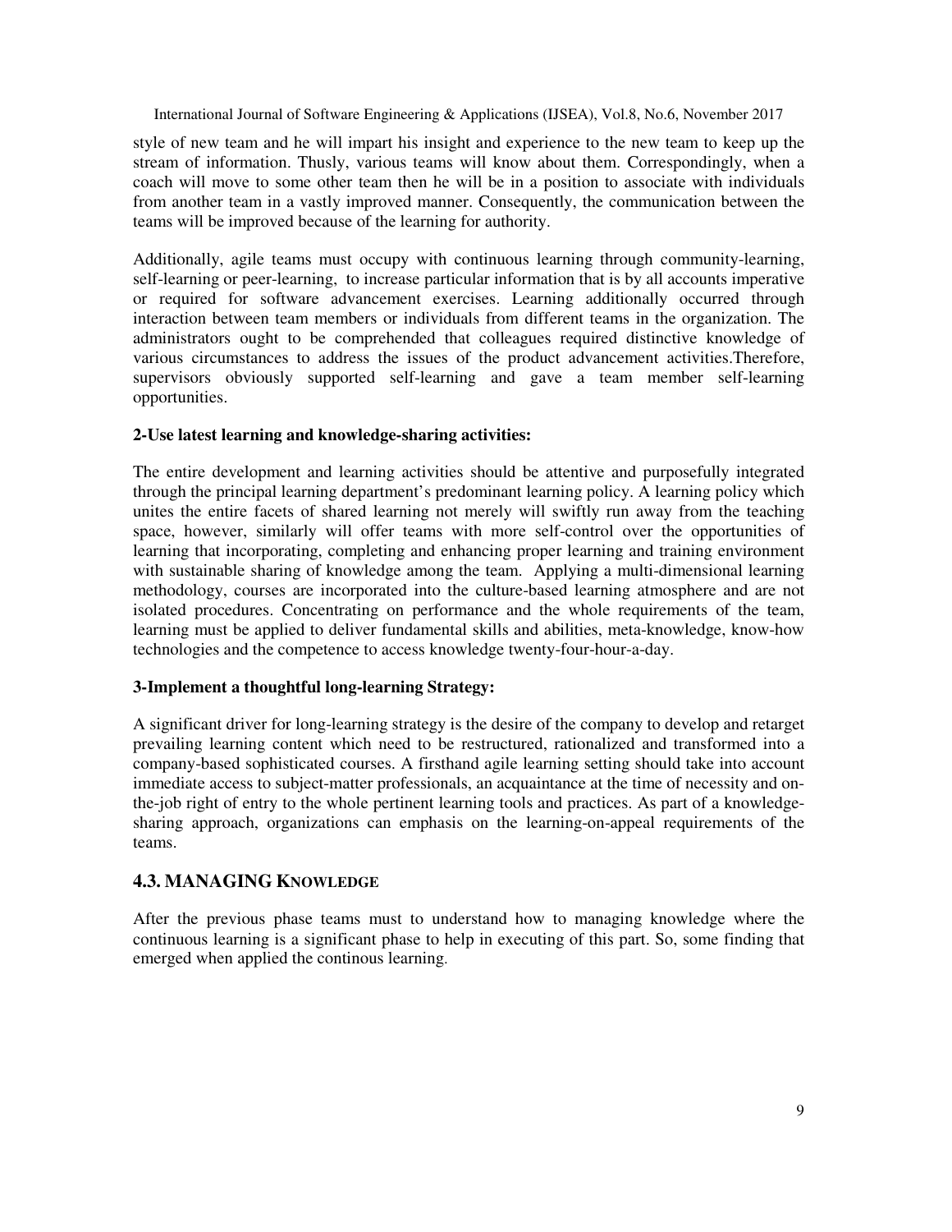style of new team and he will impart his insight and experience to the new team to keep up the stream of information. Thusly, various teams will know about them. Correspondingly, when a coach will move to some other team then he will be in a position to associate with individuals from another team in a vastly improved manner. Consequently, the communication between the teams will be improved because of the learning for authority.

Additionally, agile teams must occupy with continuous learning through community-learning, self-learning or peer-learning, to increase particular information that is by all accounts imperative or required for software advancement exercises. Learning additionally occurred through interaction between team members or individuals from different teams in the organization. The administrators ought to be comprehended that colleagues required distinctive knowledge of various circumstances to address the issues of the product advancement activities.Therefore, supervisors obviously supported self-learning and gave a team member self-learning opportunities.

**2-Use latest learning and knowledge-sharing activities:**

The entire development and learning activities should be attentive and purposefully integrated through the principal learning department's predominant learning policy. A learning policy which unites the entire facets of shared learning not merely will swiftly run away from the teaching space, however, similarly will offer teams with more self-control over the opportunities of learning that incorporating, completing and enhancing proper learning and training environment with sustainable sharing of knowledge among the team. Applying a multi-dimensional learning methodology, courses are incorporated into the culture-based learning atmosphere and are not isolated procedures. Concentrating on performance and the whole requirements of the team, learning must be applied to deliver fundamental skills and abilities, meta-knowledge, know-how technologies and the competence to access knowledge twenty-four-hour-a-day.

**3-Implement a thoughtful long-learning Strategy:**

A significant driver for long-learning strategy is the desire of the company to develop and retarget prevailing learning content which need to be restructured, rationalized and transformed into a company-based sophisticated courses. A firsthand agile learning setting should take into account immediate access to subject-matter professionals, an acquaintance at the time of necessity and on-the-job right of entry to the whole pertinent learning tools and practices. As part of a knowledge-sharing approach, organizations can emphasis on the learning-on-appeal requirements of the teams.

## 4.3. MANAGING KNOWLEDGE

After the previous phase teams must to understand how to managing knowledge where the continuous learning is a significant phase to help in executing of this part. So, some finding that emerged when applied the continous learning.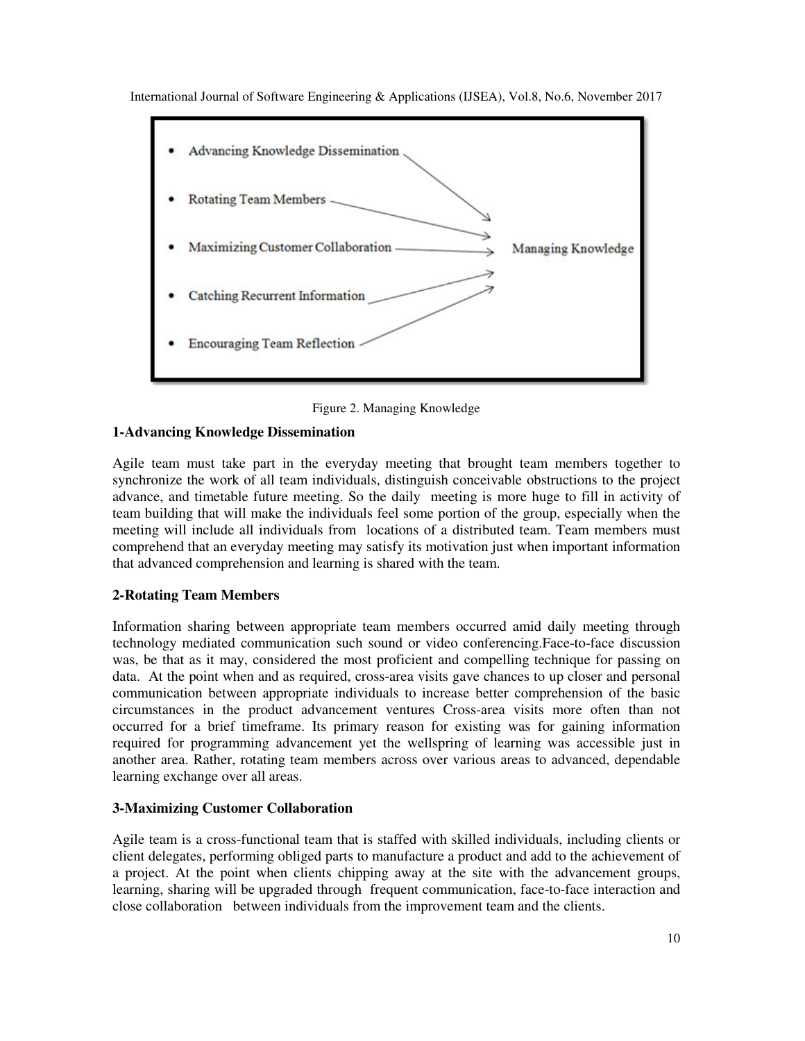- Advancing Knowledge Dissemination
- Rotating Team Members
- Maximizing Customer Collaboration
- Catching Recurrent Information
- Encouraging Team Reflection

→ Managing Knowledge

Figure 2. Managing Knowledge

**1-Advancing Knowledge Dissemination**

Agile team must take part in the everyday meeting that brought team members together to synchronize the work of all team individuals, distinguish conceivable obstructions to the project advance, and timetable future meeting. So the daily meeting is more huge to fill in activity of team building that will make the individuals feel some portion of the group, especially when the meeting will include all individuals from locations of a distributed team. Team members must comprehend that an everyday meeting may satisfy its motivation just when important information that advanced comprehension and learning is shared with the team.

**2-Rotating Team Members**

Information sharing between appropriate team members occurred amid daily meeting through technology mediated communication such sound or video conferencing.Face-to-face discussion was, be that as it may, considered the most proficient and compelling technique for passing on data. At the point when and as required, cross-area visits gave chances to up closer and personal communication between appropriate individuals to increase better comprehension of the basic circumstances in the product advancement ventures Cross-area visits more often than not occurred for a brief timeframe. Its primary reason for existing was for gaining information required for programming advancement yet the wellspring of learning was accessible just in another area. Rather, rotating team members across over various areas to advanced, dependable learning exchange over all areas.

**3-Maximizing Customer Collaboration**

Agile team is a cross-functional team that is staffed with skilled individuals, including clients or client delegates, performing obliged parts to manufacture a product and add to the achievement of a project. At the point when clients chipping away at the site with the advancement groups, learning, sharing will be upgraded through frequent communication, face-to-face interaction and close collaboration between individuals from the improvement team and the clients.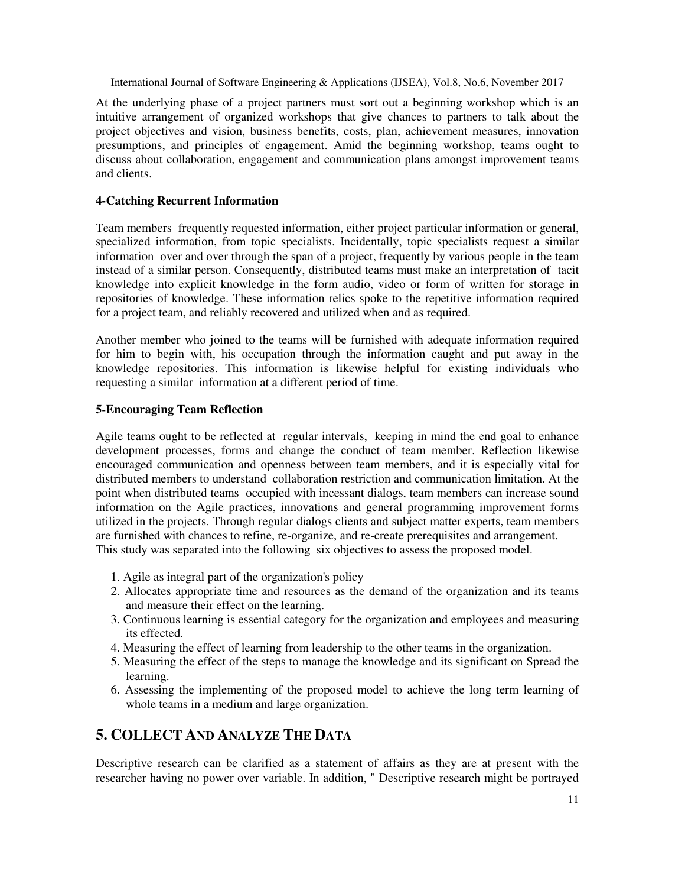At the underlying phase of a project partners must sort out a beginning workshop which is an intuitive arrangement of organized workshops that give chances to partners to talk about the project objectives and vision, business benefits, costs, plan, achievement measures, innovation presumptions, and principles of engagement. Amid the beginning workshop, teams ought to discuss about collaboration, engagement and communication plans amongst improvement teams and clients.

**4-Catching Recurrent Information**

Team members frequently requested information, either project particular information or general, specialized information, from topic specialists. Incidentally, topic specialists request a similar information over and over through the span of a project, frequently by various people in the team instead of a similar person. Consequently, distributed teams must make an interpretation of tacit knowledge into explicit knowledge in the form audio, video or form of written for storage in repositories of knowledge. These information relics spoke to the repetitive information required for a project team, and reliably recovered and utilized when and as required.

Another member who joined to the teams will be furnished with adequate information required for him to begin with, his occupation through the information caught and put away in the knowledge repositories. This information is likewise helpful for existing individuals who requesting a similar information at a different period of time.

**5-Encouraging Team Reflection**

Agile teams ought to be reflected at regular intervals, keeping in mind the end goal to enhance development processes, forms and change the conduct of team member. Reflection likewise encouraged communication and openness between team members, and it is especially vital for distributed members to understand collaboration restriction and communication limitation. At the point when distributed teams occupied with incessant dialogs, team members can increase sound information on the Agile practices, innovations and general programming improvement forms utilized in the projects. Through regular dialogs clients and subject matter experts, team members are furnished with chances to refine, re-organize, and re-create prerequisites and arrangement.
This study was separated into the following six objectives to assess the proposed model.

1. Agile as integral part of the organization's policy
2. Allocates appropriate time and resources as the demand of the organization and its teams and measure their effect on the learning.
3. Continuous learning is essential category for the organization and employees and measuring its effected.
4. Measuring the effect of learning from leadership to the other teams in the organization.
5. Measuring the effect of the steps to manage the knowledge and its significant on Spread the learning.
6. Assessing the implementing of the proposed model to achieve the long term learning of whole teams in a medium and large organization.

## 5. COLLECT AND ANALYZE THE DATA

Descriptive research can be clarified as a statement of affairs as they are at present with the researcher having no power over variable. In addition, " Descriptive research might be portrayed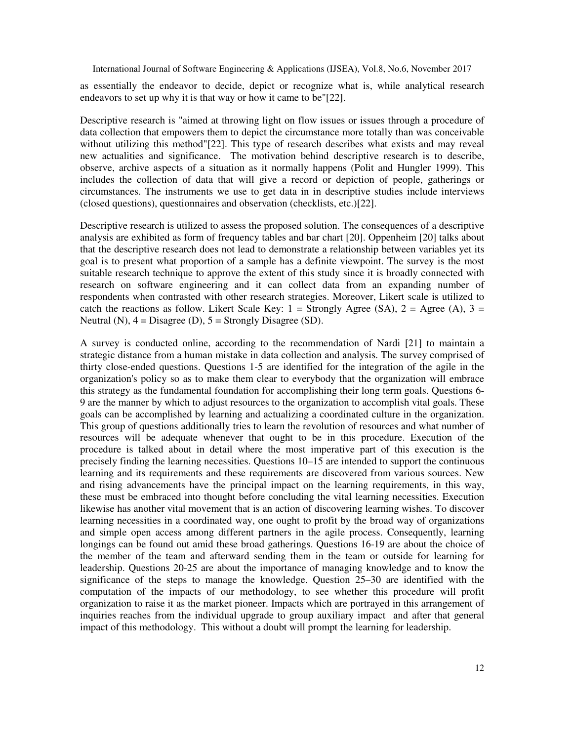as essentially the endeavor to decide, depict or recognize what is, while analytical research endeavors to set up why it is that way or how it came to be"[22].

Descriptive research is "aimed at throwing light on flow issues or issues through a procedure of data collection that empowers them to depict the circumstance more totally than was conceivable without utilizing this method"[22]. This type of research describes what exists and may reveal new actualities and significance. The motivation behind descriptive research is to describe, observe, archive aspects of a situation as it normally happens (Polit and Hungler 1999). This includes the collection of data that will give a record or depiction of people, gatherings or circumstances. The instruments we use to get data in in descriptive studies include interviews (closed questions), questionnaires and observation (checklists, etc.)[22].

Descriptive research is utilized to assess the proposed solution. The consequences of a descriptive analysis are exhibited as form of frequency tables and bar chart [20]. Oppenheim [20] talks about that the descriptive research does not lead to demonstrate a relationship between variables yet its goal is to present what proportion of a sample has a definite viewpoint. The survey is the most suitable research technique to approve the extent of this study since it is broadly connected with research on software engineering and it can collect data from an expanding number of respondents when contrasted with other research strategies. Moreover, Likert scale is utilized to catch the reactions as follow. Likert Scale Key: 1 = Strongly Agree (SA), 2 = Agree (A), 3 = Neutral (N), 4 = Disagree (D), 5 = Strongly Disagree (SD).

A survey is conducted online, according to the recommendation of Nardi [21] to maintain a strategic distance from a human mistake in data collection and analysis. The survey comprised of thirty close-ended questions. Questions 1-5 are identified for the integration of the agile in the organization's policy so as to make them clear to everybody that the organization will embrace this strategy as the fundamental foundation for accomplishing their long term goals. Questions 6-9 are the manner by which to adjust resources to the organization to accomplish vital goals. These goals can be accomplished by learning and actualizing a coordinated culture in the organization. This group of questions additionally tries to learn the revolution of resources and what number of resources will be adequate whenever that ought to be in this procedure. Execution of the procedure is talked about in detail where the most imperative part of this execution is the precisely finding the learning necessities. Questions 10–15 are intended to support the continuous learning and its requirements and these requirements are discovered from various sources. New and rising advancements have the principal impact on the learning requirements, in this way, these must be embraced into thought before concluding the vital learning necessities. Execution likewise has another vital movement that is an action of discovering learning wishes. To discover learning necessities in a coordinated way, one ought to profit by the broad way of organizations and simple open access among different partners in the agile process. Consequently, learning longings can be found out amid these broad gatherings. Questions 16-19 are about the choice of the member of the team and afterward sending them in the team or outside for learning for leadership. Questions 20-25 are about the importance of managing knowledge and to know the significance of the steps to manage the knowledge. Question 25–30 are identified with the computation of the impacts of our methodology, to see whether this procedure will profit organization to raise it as the market pioneer. Impacts which are portrayed in this arrangement of inquiries reaches from the individual upgrade to group auxiliary impact and after that general impact of this methodology. This without a doubt will prompt the learning for leadership.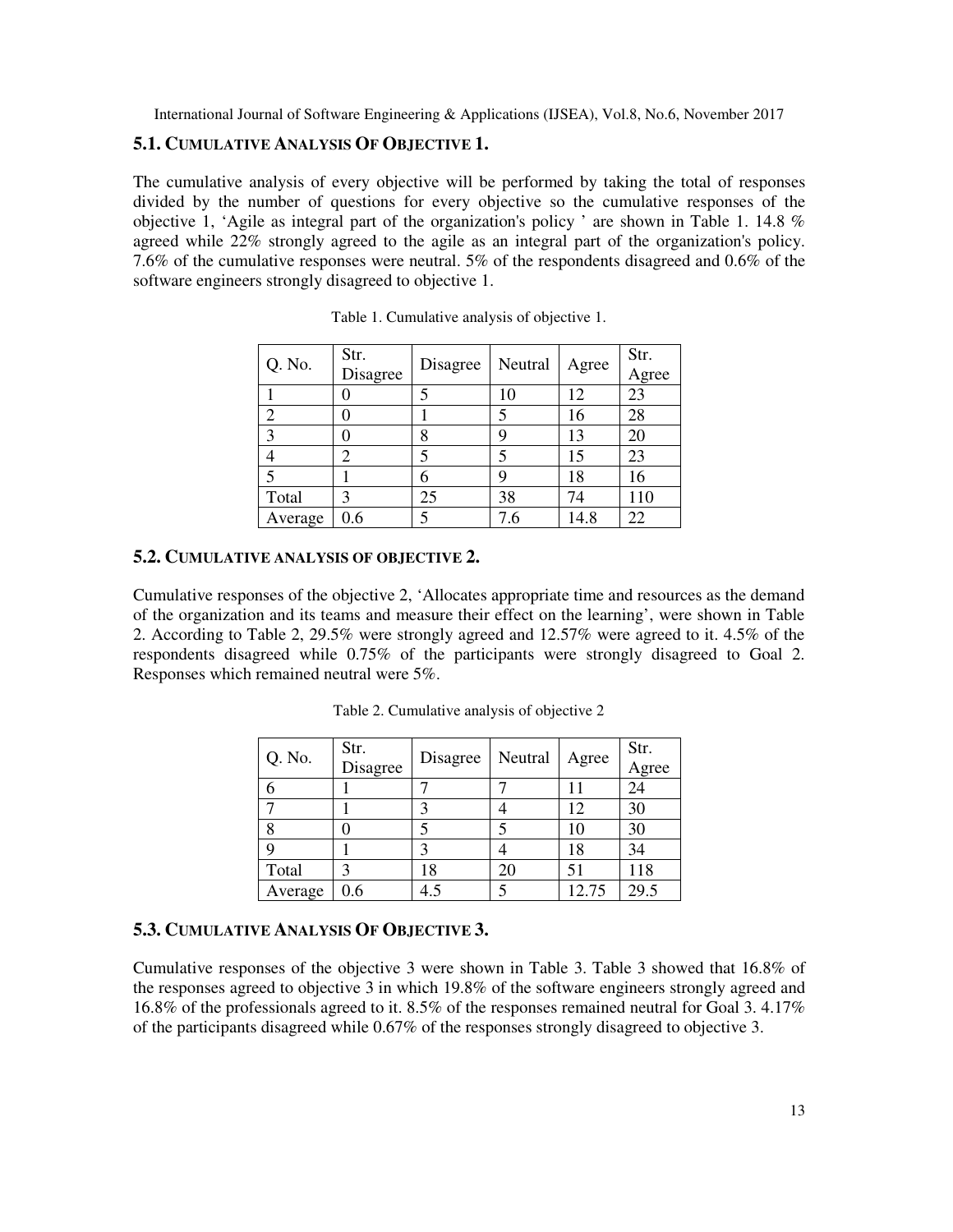### 5.1. Cumulative Analysis Of Objective 1.

The cumulative analysis of every objective will be performed by taking the total of responses divided by the number of questions for every objective so the cumulative responses of the objective 1, 'Agile as integral part of the organization's policy ' are shown in Table 1. 14.8 % agreed while 22% strongly agreed to the agile as an integral part of the organization's policy. 7.6% of the cumulative responses were neutral. 5% of the respondents disagreed and 0.6% of the software engineers strongly disagreed to objective 1.

Table 1. Cumulative analysis of objective 1.

| Q. No. | Str. Disagree | Disagree | Neutral | Agree | Str. Agree |
|---|---|---|---|---|---|
| 1 | 0 | 5 | 10 | 12 | 23 |
| 2 | 0 | 1 | 5 | 16 | 28 |
| 3 | 0 | 8 | 9 | 13 | 20 |
| 4 | 2 | 5 | 5 | 15 | 23 |
| 5 | 1 | 6 | 9 | 18 | 16 |
| Total | 3 | 25 | 38 | 74 | 110 |
| Average | 0.6 | 5 | 7.6 | 14.8 | 22 |

### 5.2. Cumulative analysis of objective 2.

Cumulative responses of the objective 2, 'Allocates appropriate time and resources as the demand of the organization and its teams and measure their effect on the learning', were shown in Table 2. According to Table 2, 29.5% were strongly agreed and 12.57% were agreed to it. 4.5% of the respondents disagreed while 0.75% of the participants were strongly disagreed to Goal 2. Responses which remained neutral were 5%.

Table 2. Cumulative analysis of objective 2

| Q. No. | Str. Disagree | Disagree | Neutral | Agree | Str. Agree |
|---|---|---|---|---|---|
| 6 | 1 | 7 | 7 | 11 | 24 |
| 7 | 1 | 3 | 4 | 12 | 30 |
| 8 | 0 | 5 | 5 | 10 | 30 |
| 9 | 1 | 3 | 4 | 18 | 34 |
| Total | 3 | 18 | 20 | 51 | 118 |
| Average | 0.6 | 4.5 | 5 | 12.75 | 29.5 |

### 5.3. Cumulative Analysis Of Objective 3.

Cumulative responses of the objective 3 were shown in Table 3. Table 3 showed that 16.8% of the responses agreed to objective 3 in which 19.8% of the software engineers strongly agreed and 16.8% of the professionals agreed to it. 8.5% of the responses remained neutral for Goal 3. 4.17% of the participants disagreed while 0.67% of the responses strongly disagreed to objective 3.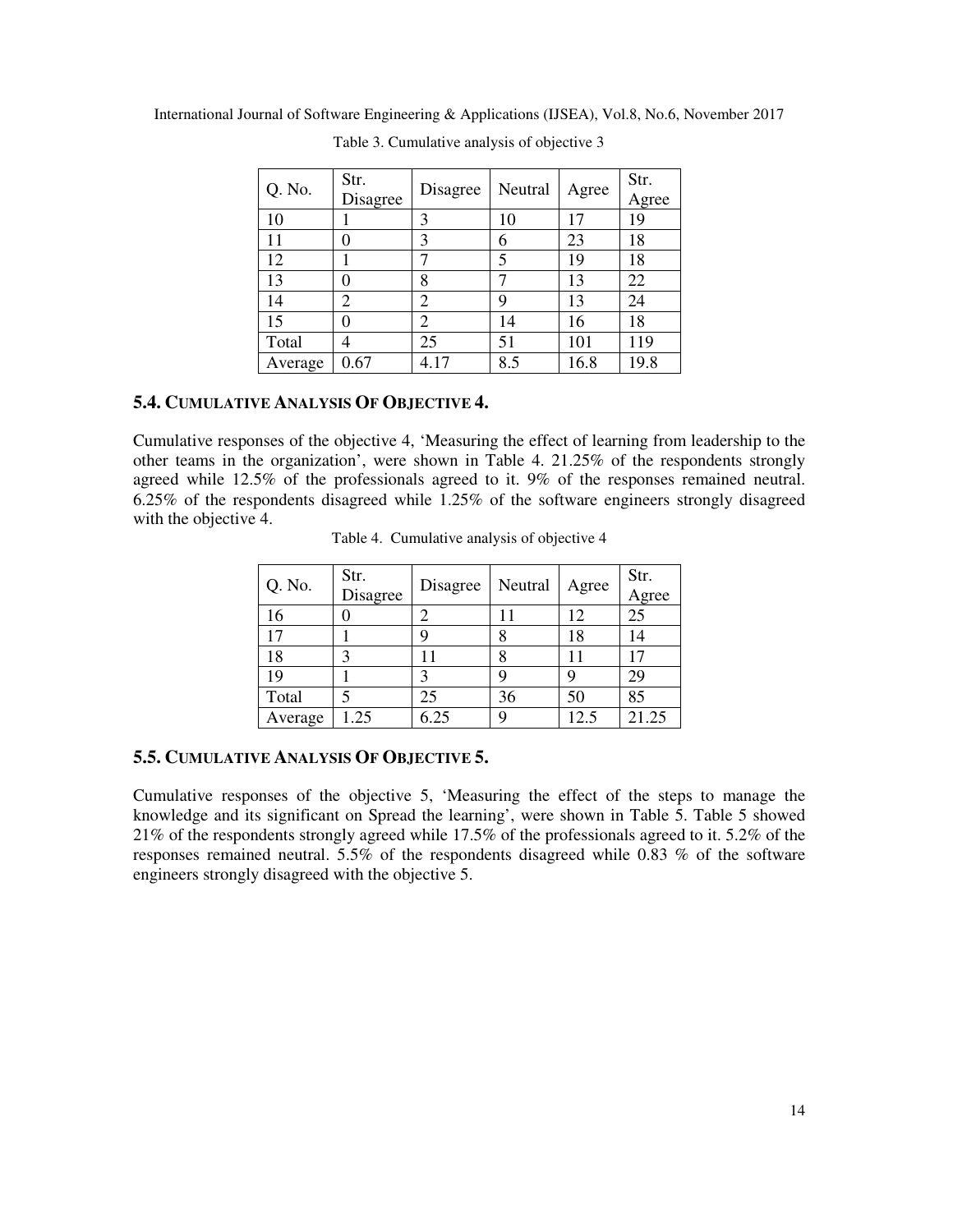Table 3. Cumulative analysis of objective 3

| Q. No. | Str. Disagree | Disagree | Neutral | Agree | Str. Agree |
|---|---|---|---|---|---|
| 10 | 1 | 3 | 10 | 17 | 19 |
| 11 | 0 | 3 | 6 | 23 | 18 |
| 12 | 1 | 7 | 5 | 19 | 18 |
| 13 | 0 | 8 | 7 | 13 | 22 |
| 14 | 2 | 2 | 9 | 13 | 24 |
| 15 | 0 | 2 | 14 | 16 | 18 |
| Total | 4 | 25 | 51 | 101 | 119 |
| Average | 0.67 | 4.17 | 8.5 | 16.8 | 19.8 |

### 5.4. CUMULATIVE ANALYSIS OF OBJECTIVE 4.

Cumulative responses of the objective 4, 'Measuring the effect of learning from leadership to the other teams in the organization', were shown in Table 4. 21.25% of the respondents strongly agreed while 12.5% of the professionals agreed to it. 9% of the responses remained neutral. 6.25% of the respondents disagreed while 1.25% of the software engineers strongly disagreed with the objective 4.

Table 4. Cumulative analysis of objective 4

| Q. No. | Str. Disagree | Disagree | Neutral | Agree | Str. Agree |
|---|---|---|---|---|---|
| 16 | 0 | 2 | 11 | 12 | 25 |
| 17 | 1 | 9 | 8 | 18 | 14 |
| 18 | 3 | 11 | 8 | 11 | 17 |
| 19 | 1 | 3 | 9 | 9 | 29 |
| Total | 5 | 25 | 36 | 50 | 85 |
| Average | 1.25 | 6.25 | 9 | 12.5 | 21.25 |

### 5.5. CUMULATIVE ANALYSIS OF OBJECTIVE 5.

Cumulative responses of the objective 5, 'Measuring the effect of the steps to manage the knowledge and its significant on Spread the learning', were shown in Table 5. Table 5 showed 21% of the respondents strongly agreed while 17.5% of the professionals agreed to it. 5.2% of the responses remained neutral. 5.5% of the respondents disagreed while 0.83 % of the software engineers strongly disagreed with the objective 5.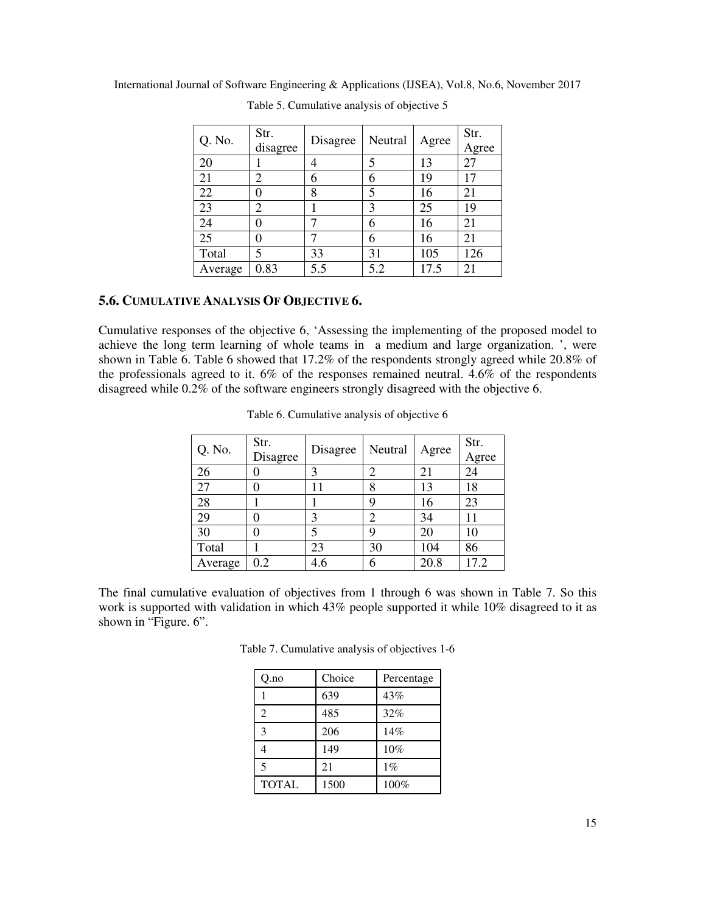Table 5. Cumulative analysis of objective 5

| Q. No. | Str. disagree | Disagree | Neutral | Agree | Str. Agree |
|---|---|---|---|---|---|
| 20 | 1 | 4 | 5 | 13 | 27 |
| 21 | 2 | 6 | 6 | 19 | 17 |
| 22 | 0 | 8 | 5 | 16 | 21 |
| 23 | 2 | 1 | 3 | 25 | 19 |
| 24 | 0 | 7 | 6 | 16 | 21 |
| 25 | 0 | 7 | 6 | 16 | 21 |
| Total | 5 | 33 | 31 | 105 | 126 |
| Average | 0.83 | 5.5 | 5.2 | 17.5 | 21 |

### 5.6. CUMULATIVE ANALYSIS OF OBJECTIVE 6.

Cumulative responses of the objective 6, 'Assessing the implementing of the proposed model to achieve the long term learning of whole teams in a medium and large organization. ', were shown in Table 6. Table 6 showed that 17.2% of the respondents strongly agreed while 20.8% of the professionals agreed to it. 6% of the responses remained neutral. 4.6% of the respondents disagreed while 0.2% of the software engineers strongly disagreed with the objective 6.

Table 6. Cumulative analysis of objective 6

| Q. No. | Str. Disagree | Disagree | Neutral | Agree | Str. Agree |
|---|---|---|---|---|---|
| 26 | 0 | 3 | 2 | 21 | 24 |
| 27 | 0 | 11 | 8 | 13 | 18 |
| 28 | 1 | 1 | 9 | 16 | 23 |
| 29 | 0 | 3 | 2 | 34 | 11 |
| 30 | 0 | 5 | 9 | 20 | 10 |
| Total | 1 | 23 | 30 | 104 | 86 |
| Average | 0.2 | 4.6 | 6 | 20.8 | 17.2 |

The final cumulative evaluation of objectives from 1 through 6 was shown in Table 7. So this work is supported with validation in which 43% people supported it while 10% disagreed to it as shown in "Figure. 6".

Table 7. Cumulative analysis of objectives 1-6

| Q.no | Choice | Percentage |
|---|---|---|
| 1 | 639 | 43% |
| 2 | 485 | 32% |
| 3 | 206 | 14% |
| 4 | 149 | 10% |
| 5 | 21 | 1% |
| TOTAL | 1500 | 100% |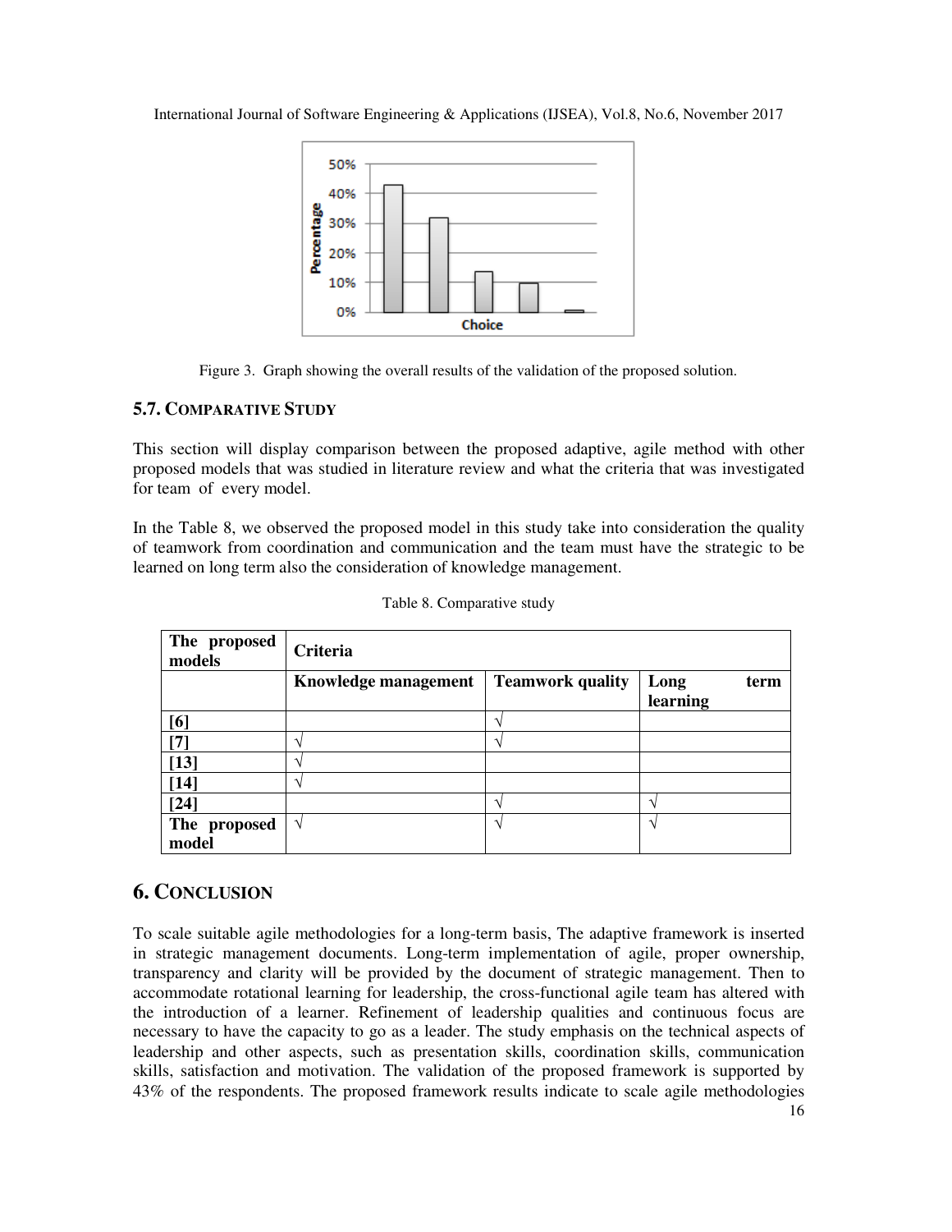Figure 3. Graph showing the overall results of the validation of the proposed solution.

### 5.7. COMPARATIVE STUDY

This section will display comparison between the proposed adaptive, agile method with other proposed models that was studied in literature review and what the criteria that was investigated for team of every model.

In the Table 8, we observed the proposed model in this study take into consideration the quality of teamwork from coordination and communication and the team must have the strategic to be learned on long term also the consideration of knowledge management.

Table 8. Comparative study

| The proposed models | Criteria | | |
|---|---|---|---|
| | Knowledge management | Teamwork quality | Long term learning |
| [6] | | √ | |
| [7] | √ | √ | |
| [13] | √ | | |
| [14] | √ | | |
| [24] | | √ | √ |
| The proposed model | √ | √ | √ |

## 6. CONCLUSION

To scale suitable agile methodologies for a long-term basis, The adaptive framework is inserted in strategic management documents. Long-term implementation of agile, proper ownership, transparency and clarity will be provided by the document of strategic management. Then to accommodate rotational learning for leadership, the cross-functional agile team has altered with the introduction of a learner. Refinement of leadership qualities and continuous focus are necessary to have the capacity to go as a leader. The study emphasis on the technical aspects of leadership and other aspects, such as presentation skills, coordination skills, communication skills, satisfaction and motivation. The validation of the proposed framework is supported by 43% of the respondents. The proposed framework results indicate to scale agile methodologies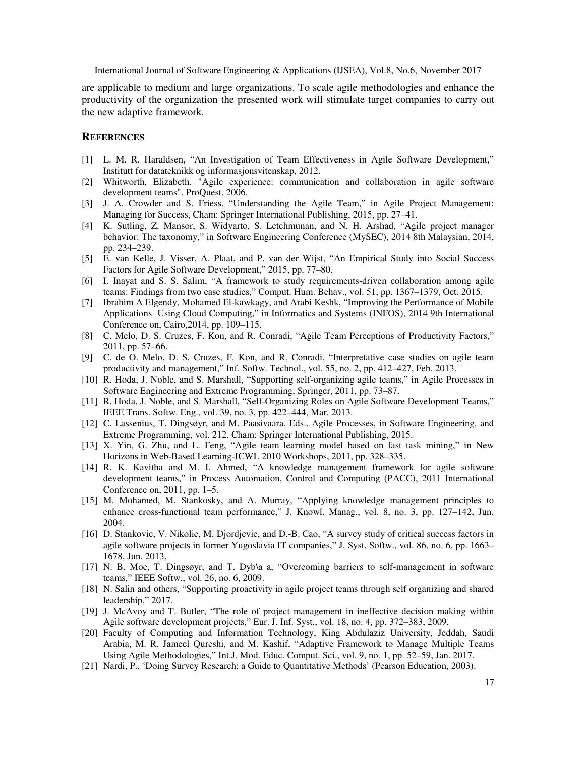are applicable to medium and large organizations. To scale agile methodologies and enhance the productivity of the organization the presented work will stimulate target companies to carry out the new adaptive framework.

## REFERENCES

[1] L. M. R. Haraldsen, "An Investigation of Team Effectiveness in Agile Software Development," Institutt for datateknikk og informasjonsvitenskap, 2012.

[2] Whitworth, Elizabeth. "Agile experience: communication and collaboration in agile software development teams". ProQuest, 2006.

[3] J. A. Crowder and S. Friess, "Understanding the Agile Team," in Agile Project Management: Managing for Success, Cham: Springer International Publishing, 2015, pp. 27–41.

[4] K. Sutling, Z. Mansor, S. Widyarto, S. Letchmunan, and N. H. Arshad, "Agile project manager behavior: The taxonomy," in Software Engineering Conference (MySEC), 2014 8th Malaysian, 2014, pp. 234–239.

[5] E. van Kelle, J. Visser, A. Plaat, and P. van der Wijst, "An Empirical Study into Social Success Factors for Agile Software Development," 2015, pp. 77–80.

[6] I. Inayat and S. S. Salim, "A framework to study requirements-driven collaboration among agile teams: Findings from two case studies," Comput. Hum. Behav., vol. 51, pp. 1367–1379, Oct. 2015.

[7] Ibrahim A Elgendy, Mohamed El-kawkagy, and Arabi Keshk, "Improving the Performance of Mobile Applications Using Cloud Computing," in Informatics and Systems (INFOS), 2014 9th International Conference on, Cairo,2014, pp. 109–115.

[8] C. Melo, D. S. Cruzes, F. Kon, and R. Conradi, "Agile Team Perceptions of Productivity Factors," 2011, pp. 57–66.

[9] C. de O. Melo, D. S. Cruzes, F. Kon, and R. Conradi, "Interpretative case studies on agile team productivity and management," Inf. Softw. Technol., vol. 55, no. 2, pp. 412–427, Feb. 2013.

[10] R. Hoda, J. Noble, and S. Marshall, "Supporting self-organizing agile teams," in Agile Processes in Software Engineering and Extreme Programming, Springer, 2011, pp. 73–87.

[11] R. Hoda, J. Noble, and S. Marshall, "Self-Organizing Roles on Agile Software Development Teams," IEEE Trans. Softw. Eng., vol. 39, no. 3, pp. 422–444, Mar. 2013.

[12] C. Lassenius, T. Dingsøyr, and M. Paasivaara, Eds., Agile Processes, in Software Engineering, and Extreme Programming, vol. 212. Cham: Springer International Publishing, 2015.

[13] X. Yin, G. Zhu, and L. Feng, "Agile team learning model based on fast task mining," in New Horizons in Web-Based Learning-ICWL 2010 Workshops, 2011, pp. 328–335.

[14] R. K. Kavitha and M. I. Ahmed, "A knowledge management framework for agile software development teams," in Process Automation, Control and Computing (PACC), 2011 International Conference on, 2011, pp. 1–5.

[15] M. Mohamed, M. Stankosky, and A. Murray, "Applying knowledge management principles to enhance cross-functional team performance," J. Knowl. Manag., vol. 8, no. 3, pp. 127–142, Jun. 2004.

[16] D. Stankovic, V. Nikolic, M. Djordjevic, and D.-B. Cao, "A survey study of critical success factors in agile software projects in former Yugoslavia IT companies," J. Syst. Softw., vol. 86, no. 6, pp. 1663–1678, Jun. 2013.

[17] N. B. Moe, T. Dingsøyr, and T. Dyb\a a, "Overcoming barriers to self-management in software teams," IEEE Softw., vol. 26, no. 6, 2009.

[18] N. Salin and others, "Supporting proactivity in agile project teams through self organizing and shared leadership," 2017.

[19] J. McAvoy and T. Butler, "The role of project management in ineffective decision making within Agile software development projects," Eur. J. Inf. Syst., vol. 18, no. 4, pp. 372–383, 2009.

[20] Faculty of Computing and Information Technology, King Abdulaziz University, Jeddah, Saudi Arabia, M. R. Jameel Qureshi, and M. Kashif, "Adaptive Framework to Manage Multiple Teams Using Agile Methodologies," Int.J. Mod. Educ. Comput. Sci., vol. 9, no. 1, pp. 52–59, Jan. 2017.

[21] Nardi, P., 'Doing Survey Research: a Guide to Quantitative Methods' (Pearson Education, 2003).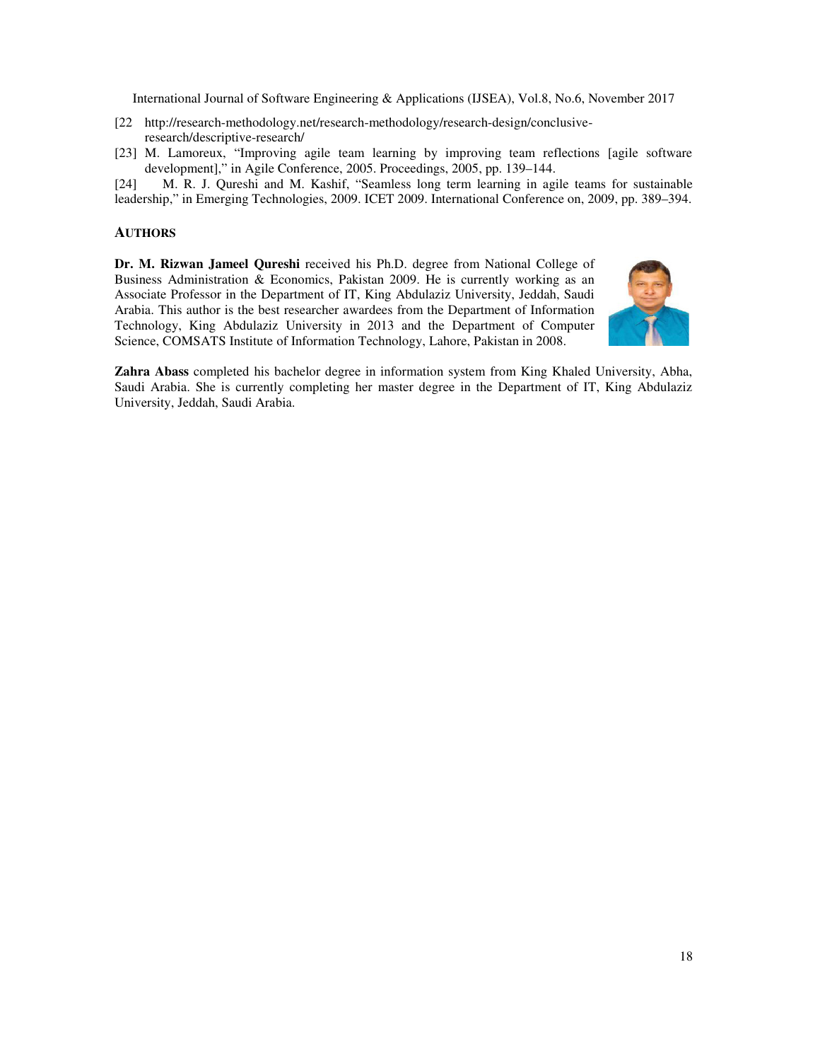[22 http://research-methodology.net/research-methodology/research-design/conclusive-research/descriptive-research/

[23] M. Lamoreux, "Improving agile team learning by improving team reflections [agile software development]," in Agile Conference, 2005. Proceedings, 2005, pp. 139–144.

[24] M. R. J. Qureshi and M. Kashif, "Seamless long term learning in agile teams for sustainable leadership," in Emerging Technologies, 2009. ICET 2009. International Conference on, 2009, pp. 389–394.

## AUTHORS

**Dr. M. Rizwan Jameel Qureshi** received his Ph.D. degree from National College of Business Administration & Economics, Pakistan 2009. He is currently working as an Associate Professor in the Department of IT, King Abdulaziz University, Jeddah, Saudi Arabia. This author is the best researcher awardees from the Department of Information Technology, King Abdulaziz University in 2013 and the Department of Computer Science, COMSATS Institute of Information Technology, Lahore, Pakistan in 2008.

**Zahra Abass** completed his bachelor degree in information system from King Khaled University, Abha, Saudi Arabia. She is currently completing her master degree in the Department of IT, King Abdulaziz University, Jeddah, Saudi Arabia.